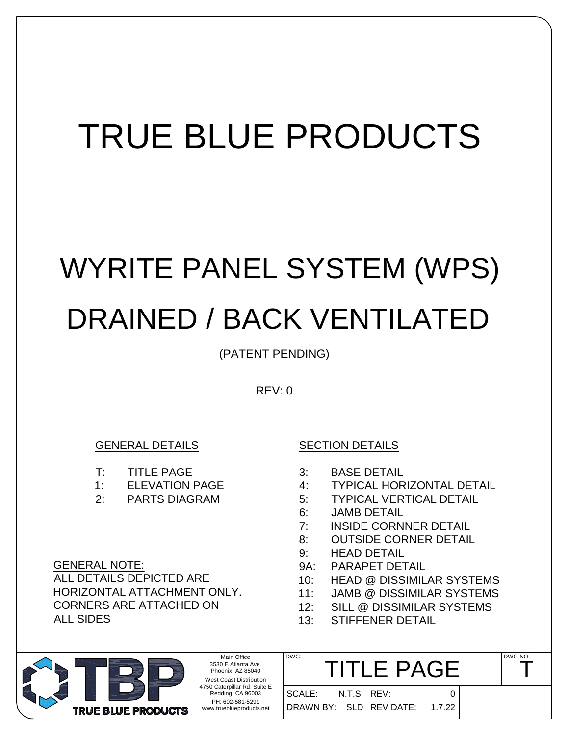# TRUE BLUE PRODUCTS

# WYRITE PANEL SYSTEM (WPS)

# DRAINED / BACK VENTILATED

(PATENT PENDING)

REV: 0

## GENERAL DETAILS

- T: TITLE PAGE
- 1: ELEVATION PAGE
- 2: PARTS DIAGRAM

## SECTION DETAILS

- 3: BASE DETAIL
- 4: TYPICAL HORIZONTAL DETAIL
- 5: TYPICAL VERTICAL DETAIL
- 6: JAMB DETAIL
- 7: INSIDE CORNNER DETAIL
- 8: OUTSIDE CORNER DETAIL
- 9: HEAD DETAIL
- 9A: PARAPET DETAIL
- 10: HEAD @ DISSIMILAR SYSTEMS
- 11: JAMB @ DISSIMILAR SYSTEMS
- 12: SILL @ DISSIMILAR SYSTEMS
- 13: STIFFENER DETAIL

## GENERAL NOTE:

ALL DETAILS DEPICTED ARE HORIZONTAL ATTACHMENT ONLY. CORNERS ARE ATTACHED ON ALL SIDES

---

TBP TRUE BLUE PRODUCTS

Main Office
3530 E Atlanta Ave.
Phoenix, AZ 85040

West Coast Distribution
4750 Caterpillar Rd. Suite E
Redding, CA 96003

PH: 602-581-5299
www.trueblueproducts.net

| DWG: TITLE PAGE | | | | DWG NO: T |
|---|---|---|---|---|
| SCALE: | N.T.S. | REV: | 0 | |
| DRAWN BY: | SLD | REV DATE: | 1.7.22 | |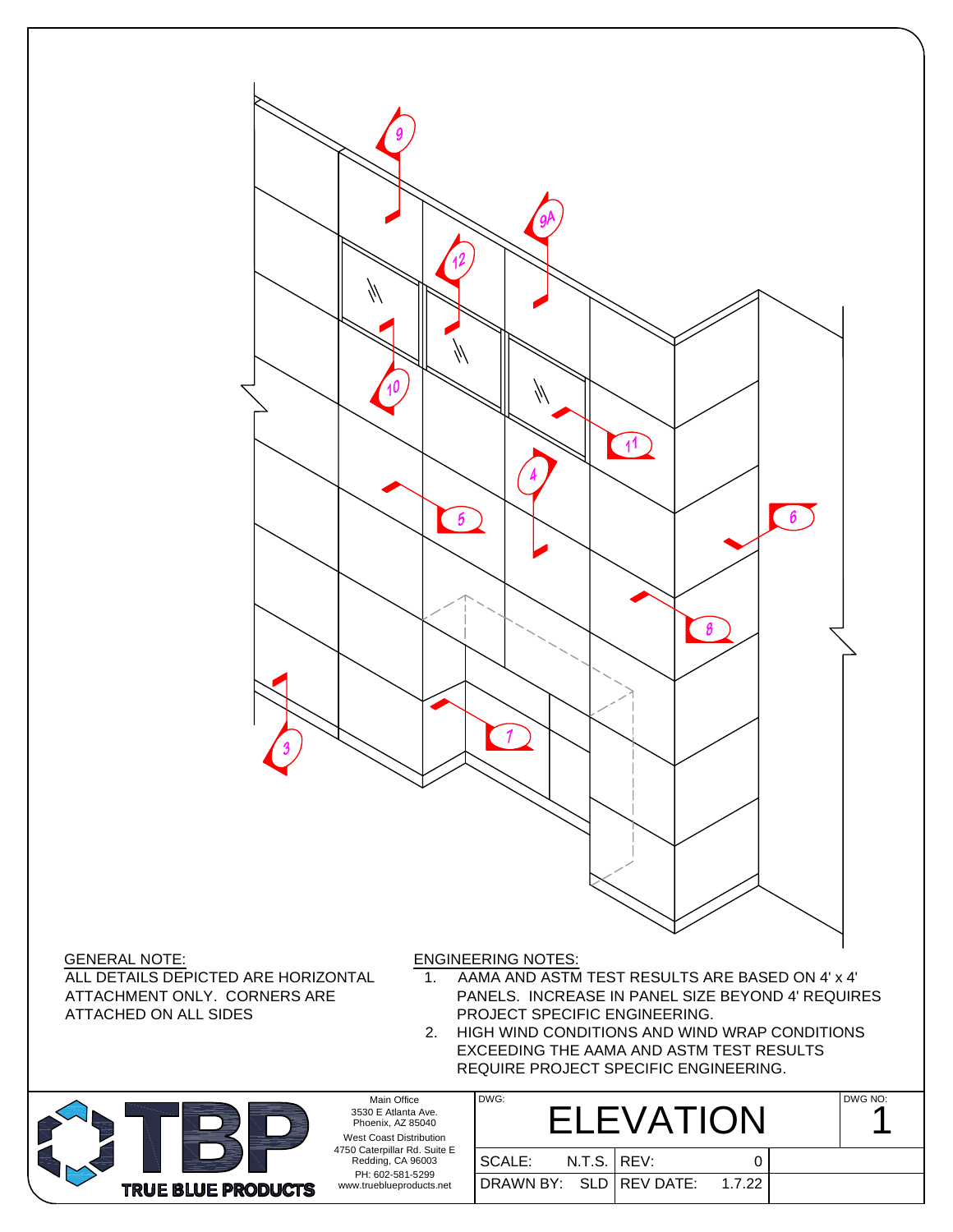GENERAL NOTE:

ALL DETAILS DEPICTED ARE HORIZONTAL ATTACHMENT ONLY. CORNERS ARE ATTACHED ON ALL SIDES

ENGINEERING NOTES:

1. AAMA AND ASTM TEST RESULTS ARE BASED ON 4' x 4' PANELS. INCREASE IN PANEL SIZE BEYOND 4' REQUIRES PROJECT SPECIFIC ENGINEERING.
2. HIGH WIND CONDITIONS AND WIND WRAP CONDITIONS EXCEEDING THE AAMA AND ASTM TEST RESULTS REQUIRE PROJECT SPECIFIC ENGINEERING.

TRUE BLUE PRODUCTS

Main Office
3530 E Atlanta Ave.
Phoenix, AZ 85040

West Coast Distribution
4750 Caterpillar Rd. Suite E
Redding, CA 96003

PH: 602-581-5299
www.trueblueproducts.net

| DWG: ELEVATION | | | | DWG NO: 1 |
|---|---|---|---|---|
| SCALE: | N.T.S. | REV: | 0 | |
| DRAWN BY: | SLD | REV DATE: | 1.7.22 | |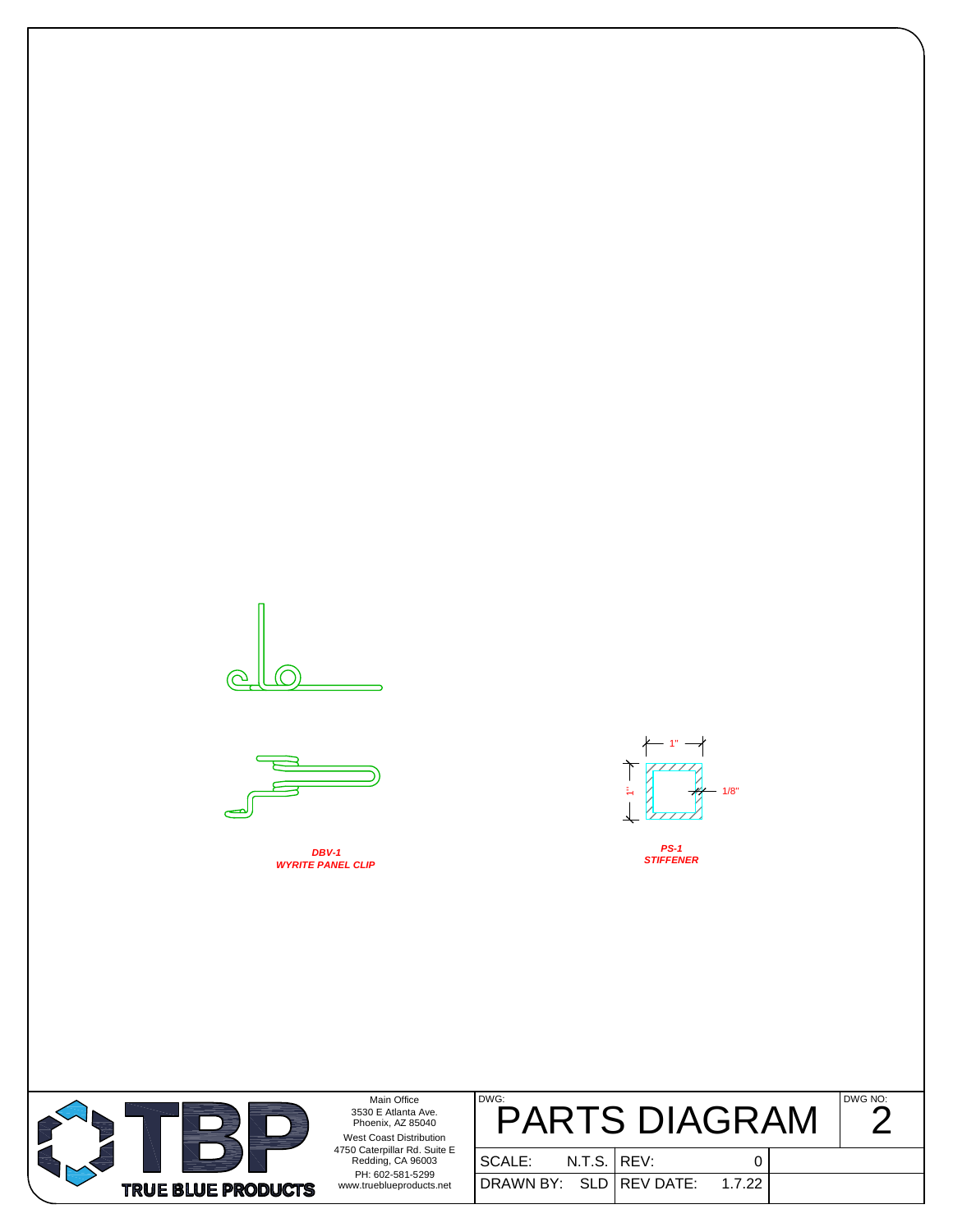DBV-1
WYRITE PANEL CLIP

1"

1"

1/8"

PS-1
STIFFENER

TRUE BLUE PRODUCTS

Main Office
3530 E Atlanta Ave.
Phoenix, AZ 85040

West Coast Distribution
4750 Caterpillar Rd. Suite E
Redding, CA 96003

PH: 602-581-5299
www.trueblueproducts.net

| DWG: PARTS DIAGRAM | | | | DWG NO: 2 |
|---|---|---|---|---|
| SCALE: | N.T.S. | REV: | 0 | |
| DRAWN BY: | SLD | REV DATE: | 1.7.22 | |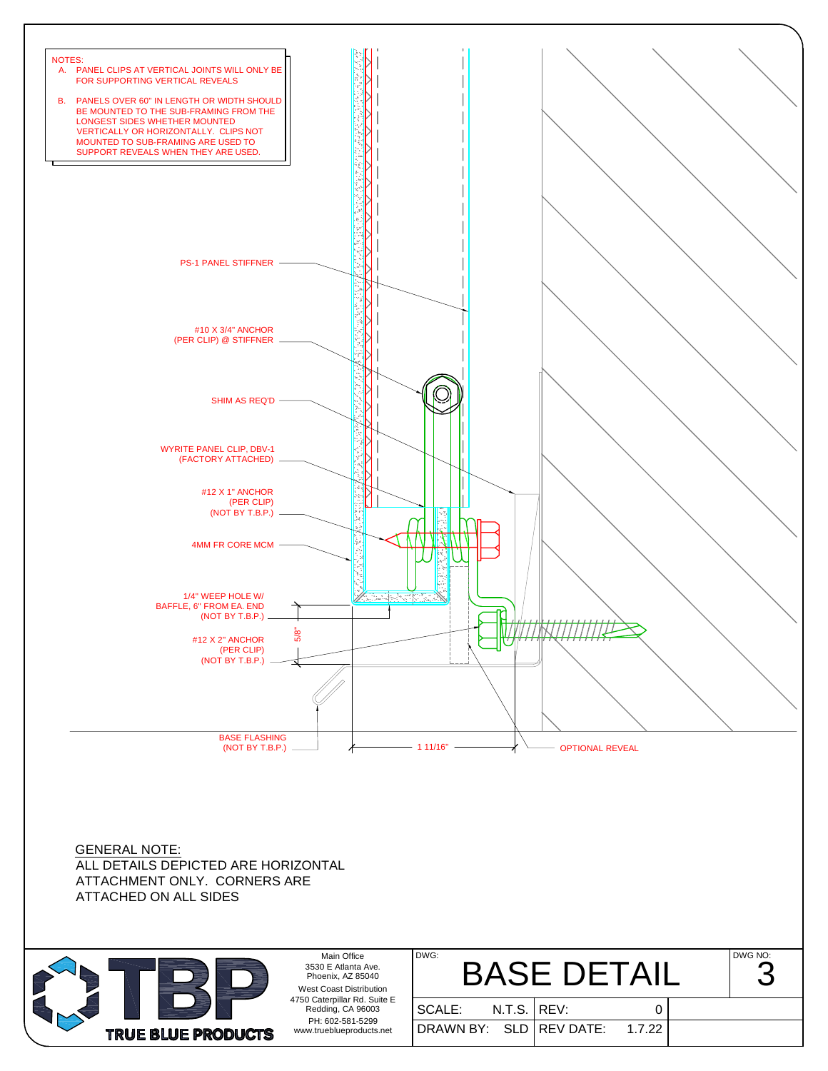NOTES:

A. PANEL CLIPS AT VERTICAL JOINTS WILL ONLY BE FOR SUPPORTING VERTICAL REVEALS

B. PANELS OVER 60" IN LENGTH OR WIDTH SHOULD BE MOUNTED TO THE SUB-FRAMING FROM THE LONGEST SIDES WHETHER MOUNTED VERTICALLY OR HORIZONTALLY. CLIPS NOT MOUNTED TO SUB-FRAMING ARE USED TO SUPPORT REVEALS WHEN THEY ARE USED.

PS-1 PANEL STIFFNER

#10 X 3/4" ANCHOR (PER CLIP) @ STIFFNER

SHIM AS REQ'D

WYRITE PANEL CLIP, DBV-1 (FACTORY ATTACHED)

#12 X 1" ANCHOR (PER CLIP) (NOT BY T.B.P.)

4MM FR CORE MCM

1/4" WEEP HOLE W/ BAFFLE, 6" FROM EA. END (NOT BY T.B.P.)

5/8"

#12 X 2" ANCHOR (PER CLIP) (NOT BY T.B.P.)

BASE FLASHING (NOT BY T.B.P.)

1 11/16"

OPTIONAL REVEAL

GENERAL NOTE:
ALL DETAILS DEPICTED ARE HORIZONTAL ATTACHMENT ONLY. CORNERS ARE ATTACHED ON ALL SIDES

TRUE BLUE PRODUCTS

Main Office
3530 E Atlanta Ave.
Phoenix, AZ 85040

West Coast Distribution
4750 Caterpillar Rd. Suite E
Redding, CA 96003

PH: 602-581-5299
www.trueblueproducts.net

| DWG: BASE DETAIL | | | | DWG NO: 3 |
|---|---|---|---|---|
| SCALE: | N.T.S. | REV: | 0 | |
| DRAWN BY: | SLD | REV DATE: | 1.7.22 | |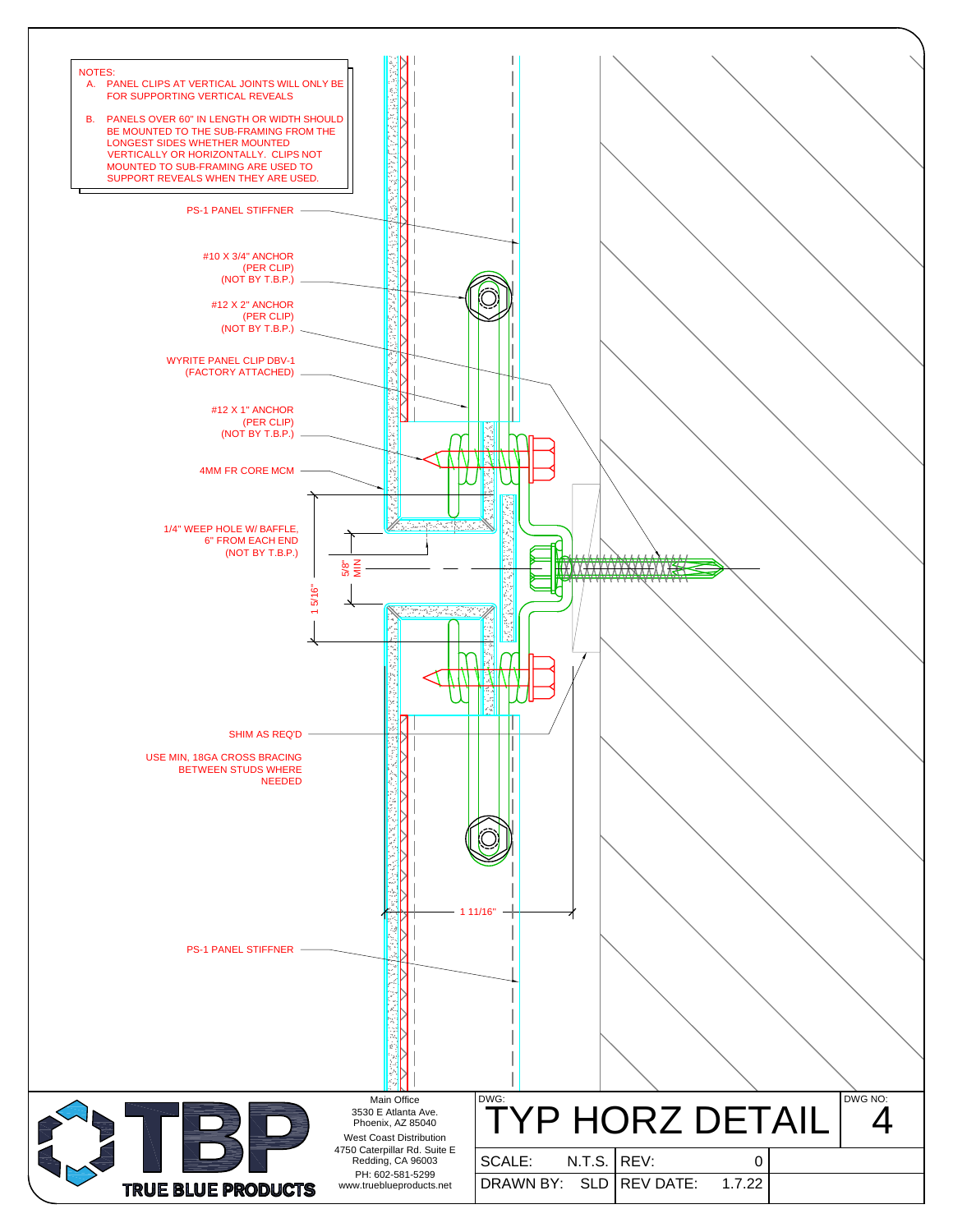NOTES:

A. PANEL CLIPS AT VERTICAL JOINTS WILL ONLY BE FOR SUPPORTING VERTICAL REVEALS

B. PANELS OVER 60" IN LENGTH OR WIDTH SHOULD BE MOUNTED TO THE SUB-FRAMING FROM THE LONGEST SIDES WHETHER MOUNTED VERTICALLY OR HORIZONTALLY. CLIPS NOT MOUNTED TO SUB-FRAMING ARE USED TO SUPPORT REVEALS WHEN THEY ARE USED.

PS-1 PANEL STIFFNER

#10 X 3/4" ANCHOR (PER CLIP) (NOT BY T.B.P.)

#12 X 2" ANCHOR (PER CLIP) (NOT BY T.B.P.)

WYRITE PANEL CLIP DBV-1 (FACTORY ATTACHED)

#12 X 1" ANCHOR (PER CLIP) (NOT BY T.B.P.)

4MM FR CORE MCM

1/4" WEEP HOLE W/ BAFFLE, 6" FROM EACH END (NOT BY T.B.P.)

5/8" MIN

1 5/16"

SHIM AS REQ'D

USE MIN, 18GA CROSS BRACING BETWEEN STUDS WHERE NEEDED

1 11/16"

PS-1 PANEL STIFFNER

TRUE BLUE PRODUCTS

Main Office
3530 E Atlanta Ave.
Phoenix, AZ 85040

West Coast Distribution
4750 Caterpillar Rd. Suite E
Redding, CA 96003

PH: 602-581-5299
www.trueblueproducts.net

| DWG: TYP HORZ DETAIL | | | | DWG NO: 4 |
|---|---|---|---|---|
| SCALE: | N.T.S. | REV: | 0 | |
| DRAWN BY: | SLD | REV DATE: | 1.7.22 | |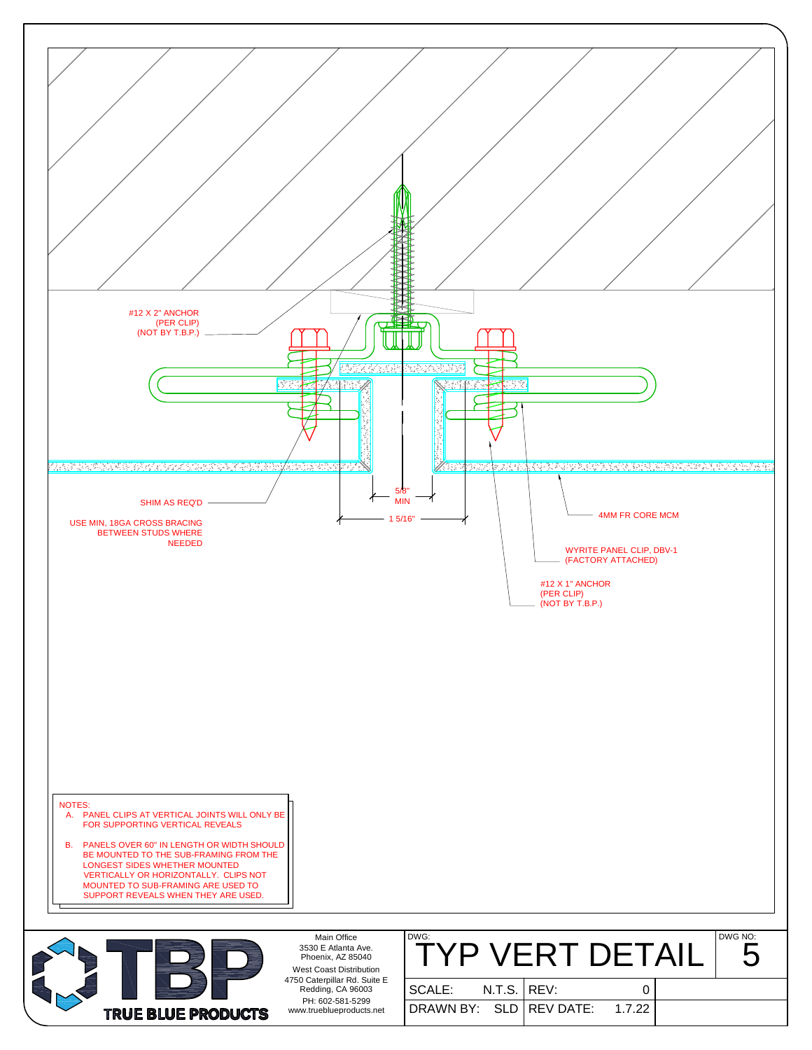#12 X 2" ANCHOR
(PER CLIP)
(NOT BY T.B.P.)

SHIM AS REQ'D

USE MIN, 18GA CROSS BRACING
BETWEEN STUDS WHERE
NEEDED

5/8"
MIN

1 5/16"

4MM FR CORE MCM

WYRITE PANEL CLIP, DBV-1
(FACTORY ATTACHED)

#12 X 1" ANCHOR
(PER CLIP)
(NOT BY T.B.P.)

NOTES:

A. PANEL CLIPS AT VERTICAL JOINTS WILL ONLY BE FOR SUPPORTING VERTICAL REVEALS

B. PANELS OVER 60" IN LENGTH OR WIDTH SHOULD BE MOUNTED TO THE SUB-FRAMING FROM THE LONGEST SIDES WHETHER MOUNTED VERTICALLY OR HORIZONTALLY. CLIPS NOT MOUNTED TO SUB-FRAMING ARE USED TO SUPPORT REVEALS WHEN THEY ARE USED.

TRUE BLUE PRODUCTS

Main Office
3530 E Atlanta Ave.
Phoenix, AZ 85040

West Coast Distribution
4750 Caterpillar Rd. Suite E
Redding, CA 96003
PH: 602-581-5299
www.trueblueproducts.net

| DWG: TYP VERT DETAIL | | | | DWG NO: 5 |
|---|---|---|---|---|
| SCALE: | N.T.S. | REV: | 0 | |
| DRAWN BY: | SLD | REV DATE: | 1.7.22 | |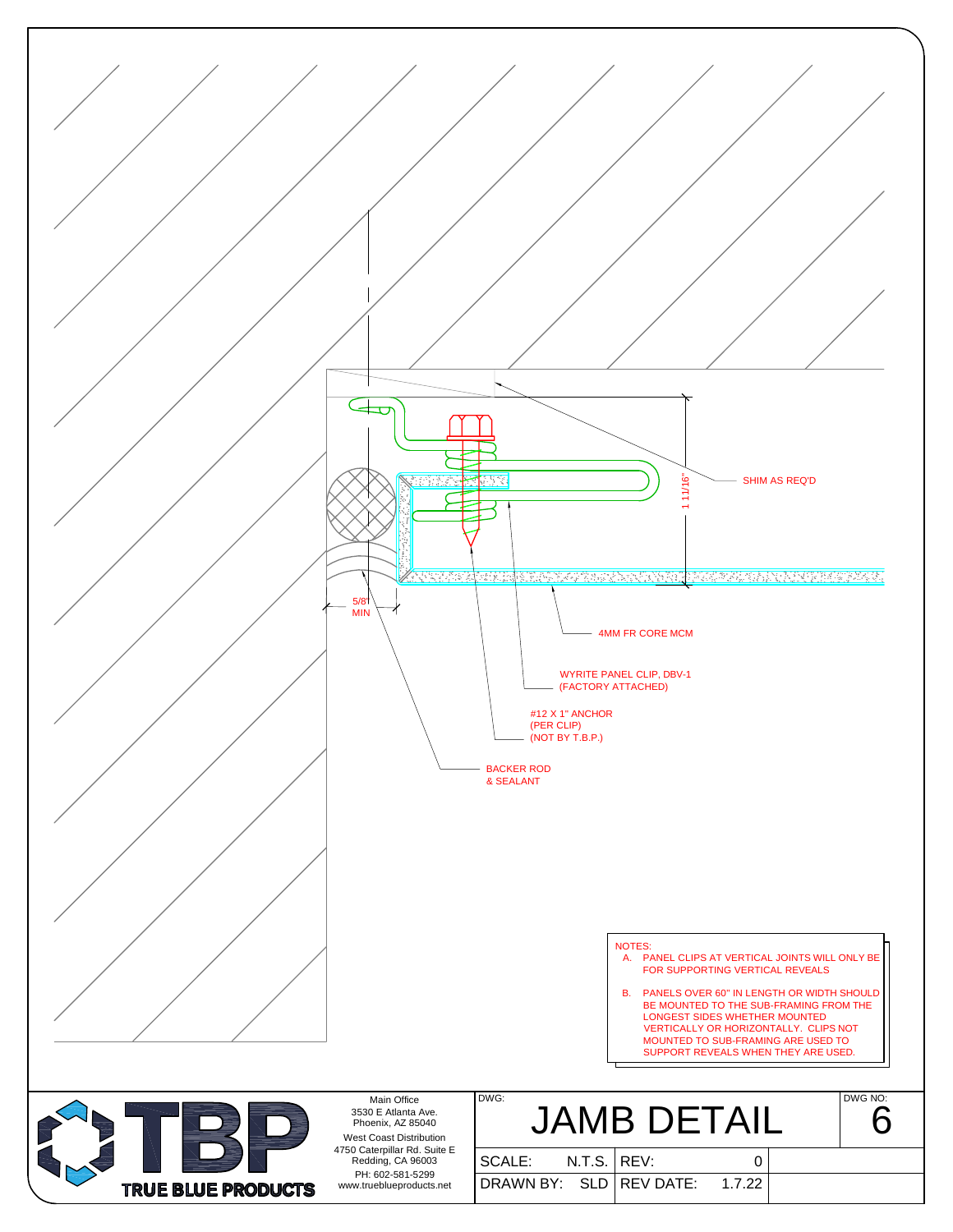SHIM AS REQ'D

1 11/16"

5/8" MIN

4MM FR CORE MCM

WYRITE PANEL CLIP, DBV-1 (FACTORY ATTACHED)

#12 X 1" ANCHOR (PER CLIP) (NOT BY T.B.P.)

BACKER ROD & SEALANT

NOTES:

A. PANEL CLIPS AT VERTICAL JOINTS WILL ONLY BE FOR SUPPORTING VERTICAL REVEALS

B. PANELS OVER 60" IN LENGTH OR WIDTH SHOULD BE MOUNTED TO THE SUB-FRAMING FROM THE LONGEST SIDES WHETHER MOUNTED VERTICALLY OR HORIZONTALLY. CLIPS NOT MOUNTED TO SUB-FRAMING ARE USED TO SUPPORT REVEALS WHEN THEY ARE USED.

TRUE BLUE PRODUCTS

Main Office
3530 E Atlanta Ave.
Phoenix, AZ 85040

West Coast Distribution
4750 Caterpillar Rd. Suite E
Redding, CA 96003

PH: 602-581-5299
www.trueblueproducts.net

| DWG: JAMB DETAIL | | | | DWG NO: 6 |
|---|---|---|---|---|
| SCALE: | N.T.S. | REV: | 0 | |
| DRAWN BY: | SLD | REV DATE: | 1.7.22 | |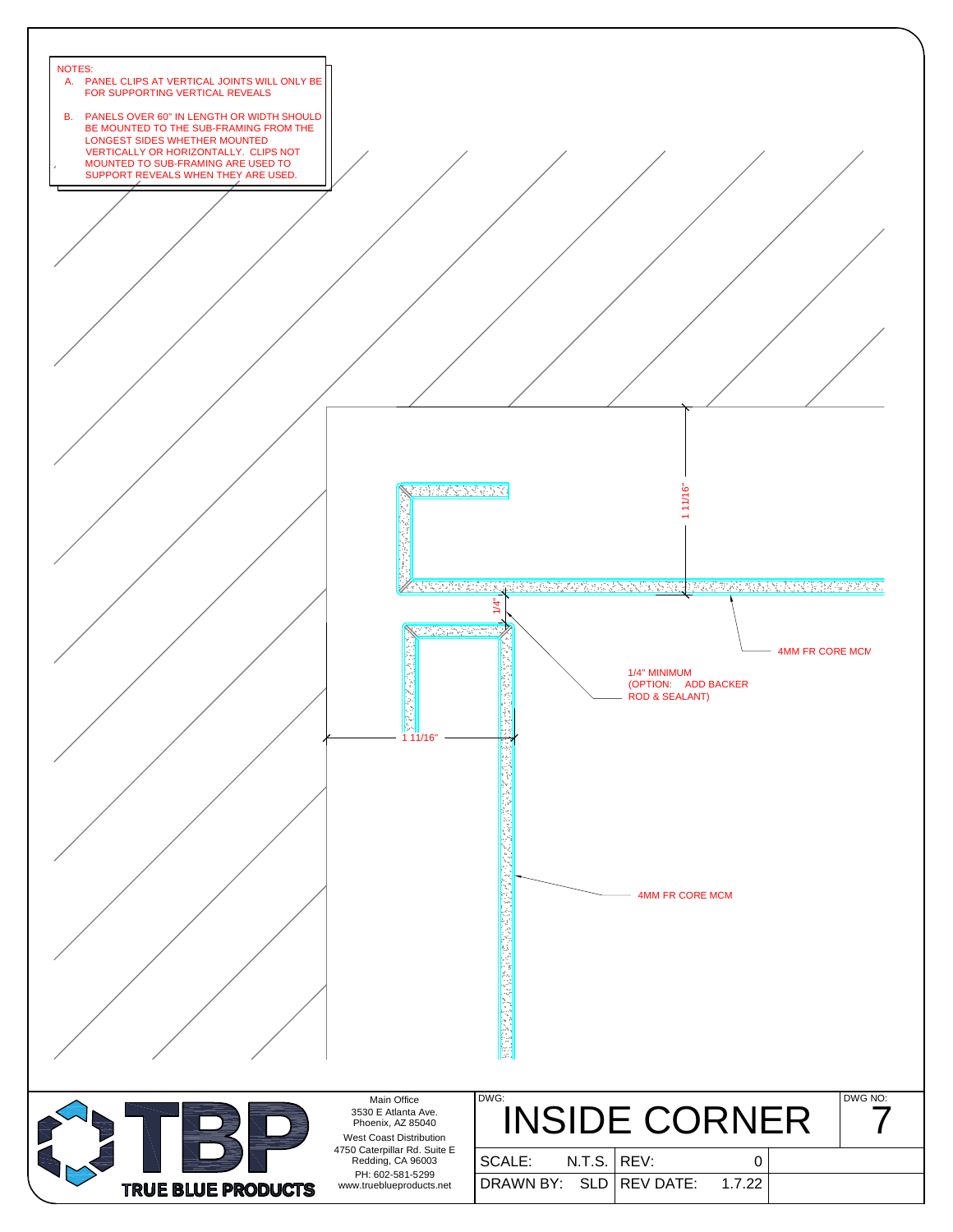NOTES:

A. PANEL CLIPS AT VERTICAL JOINTS WILL ONLY BE FOR SUPPORTING VERTICAL REVEALS

B. PANELS OVER 60" IN LENGTH OR WIDTH SHOULD BE MOUNTED TO THE SUB-FRAMING FROM THE LONGEST SIDES WHETHER MOUNTED VERTICALLY OR HORIZONTALLY. CLIPS NOT MOUNTED TO SUB-FRAMING ARE USED TO SUPPORT REVEALS WHEN THEY ARE USED.

1 11/16"

1/4"

4MM FR CORE MCM

1/4" MINIMUM
(OPTION: ADD BACKER ROD & SEALANT)

1 11/16"

4MM FR CORE MCM

TRUE BLUE PRODUCTS

Main Office
3530 E Atlanta Ave.
Phoenix, AZ 85040

West Coast Distribution
4750 Caterpillar Rd. Suite E
Redding, CA 96003
PH: 602-581-5299
www.trueblueproducts.net

| DWG: INSIDE CORNER | | | | DWG NO: 7 |
|---|---|---|---|---|
| SCALE: | N.T.S. | REV: | 0 | |
| DRAWN BY: | SLD | REV DATE: | 1.7.22 | |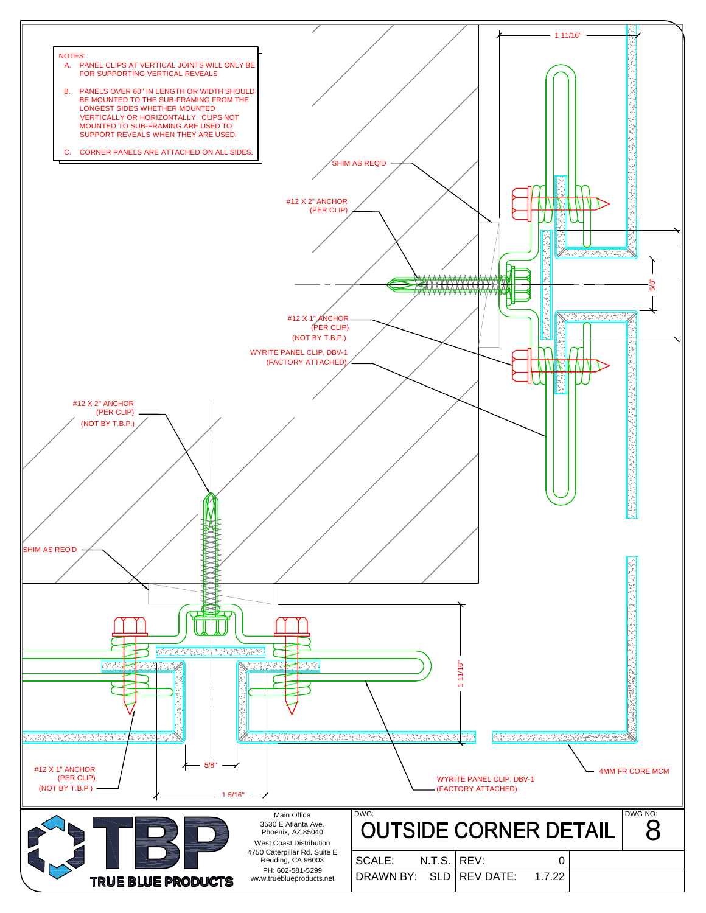NOTES:

A. PANEL CLIPS AT VERTICAL JOINTS WILL ONLY BE FOR SUPPORTING VERTICAL REVEALS

B. PANELS OVER 60" IN LENGTH OR WIDTH SHOULD BE MOUNTED TO THE SUB-FRAMING FROM THE LONGEST SIDES WHETHER MOUNTED VERTICALLY OR HORIZONTALLY. CLIPS NOT MOUNTED TO SUB-FRAMING ARE USED TO SUPPORT REVEALS WHEN THEY ARE USED.

C. CORNER PANELS ARE ATTACHED ON ALL SIDES.

SHIM AS REQ'D

#12 X 2" ANCHOR (PER CLIP)

#12 X 1" ANCHOR (PER CLIP) (NOT BY T.B.P.)

WYRITE PANEL CLIP, DBV-1 (FACTORY ATTACHED)

#12 X 2" ANCHOR (PER CLIP) (NOT BY T.B.P.)

SHIM AS REQ'D

#12 X 1" ANCHOR (PER CLIP) (NOT BY T.B.P.)

WYRITE PANEL CLIP, DBV-1 (FACTORY ATTACHED)

4MM FR CORE MCM

1 11/16"

5/8"

1 11/16"

5/8"

1 5/16"

TRUE BLUE PRODUCTS

Main Office
3530 E Atlanta Ave.
Phoenix, AZ 85040

West Coast Distribution
4750 Caterpillar Rd. Suite E
Redding, CA 96003

PH: 602-581-5299
www.trueblueproducts.net

| DWG: OUTSIDE CORNER DETAIL | | | | DWG NO: 8 |
|---|---|---|---|---|
| SCALE: | N.T.S. | REV: | 0 | |
| DRAWN BY: | SLD | REV DATE: | 1.7.22 | |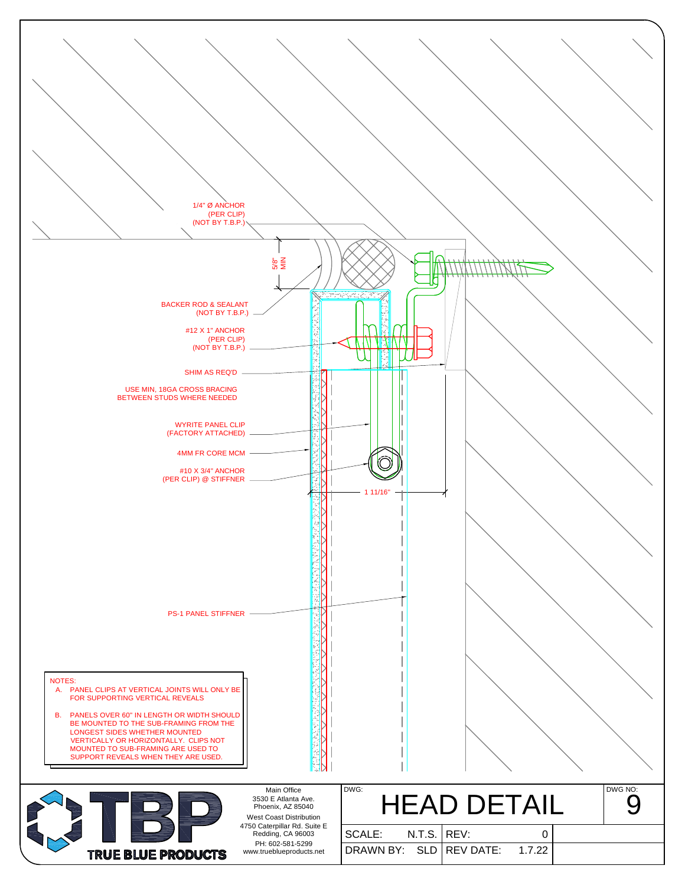1/4" Ø ANCHOR
(PER CLIP)
(NOT BY T.B.P.)

5/8" MIN

BACKER ROD & SEALANT
(NOT BY T.B.P.)

#12 X 1" ANCHOR
(PER CLIP)
(NOT BY T.B.P.)

SHIM AS REQ'D

USE MIN, 18GA CROSS BRACING
BETWEEN STUDS WHERE NEEDED

WYRITE PANEL CLIP
(FACTORY ATTACHED)

4MM FR CORE MCM

#10 X 3/4" ANCHOR
(PER CLIP) @ STIFFNER

1 11/16"

PS-1 PANEL STIFFNER

NOTES:

A. PANEL CLIPS AT VERTICAL JOINTS WILL ONLY BE FOR SUPPORTING VERTICAL REVEALS

B. PANELS OVER 60" IN LENGTH OR WIDTH SHOULD BE MOUNTED TO THE SUB-FRAMING FROM THE LONGEST SIDES WHETHER MOUNTED VERTICALLY OR HORIZONTALLY. CLIPS NOT MOUNTED TO SUB-FRAMING ARE USED TO SUPPORT REVEALS WHEN THEY ARE USED.

TRUE BLUE PRODUCTS

Main Office
3530 E Atlanta Ave.
Phoenix, AZ 85040
West Coast Distribution
4750 Caterpillar Rd. Suite E
Redding, CA 96003
PH: 602-581-5299
www.trueblueproducts.net

| DWG: HEAD DETAIL | | | | DWG NO: 9 |
|---|---|---|---|---|
| SCALE: | N.T.S. | REV: | 0 | |
| DRAWN BY: | SLD | REV DATE: | 1.7.22 | |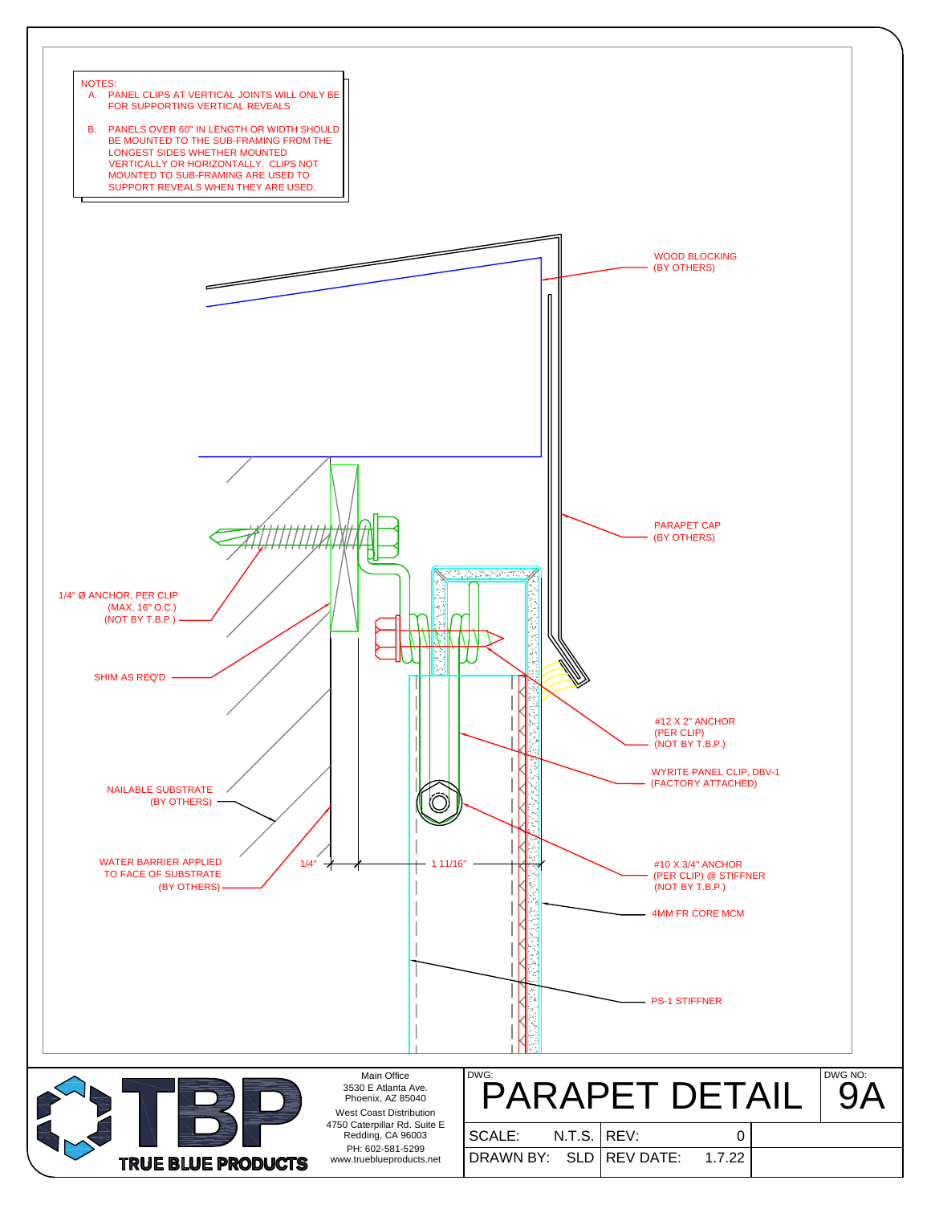NOTES:

A. PANEL CLIPS AT VERTICAL JOINTS WILL ONLY BE FOR SUPPORTING VERTICAL REVEALS

B. PANELS OVER 60" IN LENGTH OR WIDTH SHOULD BE MOUNTED TO THE SUB-FRAMING FROM THE LONGEST SIDES WHETHER MOUNTED VERTICALLY OR HORIZONTALLY. CLIPS NOT MOUNTED TO SUB-FRAMING ARE USED TO SUPPORT REVEALS WHEN THEY ARE USED.

WOOD BLOCKING (BY OTHERS)

PARAPET CAP (BY OTHERS)

1/4" Ø ANCHOR, PER CLIP (MAX. 16" O.C.) (NOT BY T.B.P.)

SHIM AS REQ'D

#12 X 2" ANCHOR (PER CLIP) (NOT BY T.B.P.)

WYRITE PANEL CLIP, DBV-1 (FACTORY ATTACHED)

NAILABLE SUBSTRATE (BY OTHERS)

#10 X 3/4" ANCHOR (PER CLIP) @ STIFFNER (NOT BY T.B.P.)

WATER BARRIER APPLIED TO FACE OF SUBSTRATE (BY OTHERS)

1/4"

1 11/16"

4MM FR CORE MCM

PS-1 STIFFNER

TRUE BLUE PRODUCTS

Main Office
3530 E Atlanta Ave.
Phoenix, AZ 85040

West Coast Distribution
4750 Caterpillar Rd. Suite E
Redding, CA 96003

PH: 602-581-5299
www.trueblueproducts.net

| DWG: PARAPET DETAIL | | | | DWG NO: 9A |
|---|---|---|---|---|
| SCALE: | N.T.S. | REV: | 0 | |
| DRAWN BY: | SLD | REV DATE: | 1.7.22 | |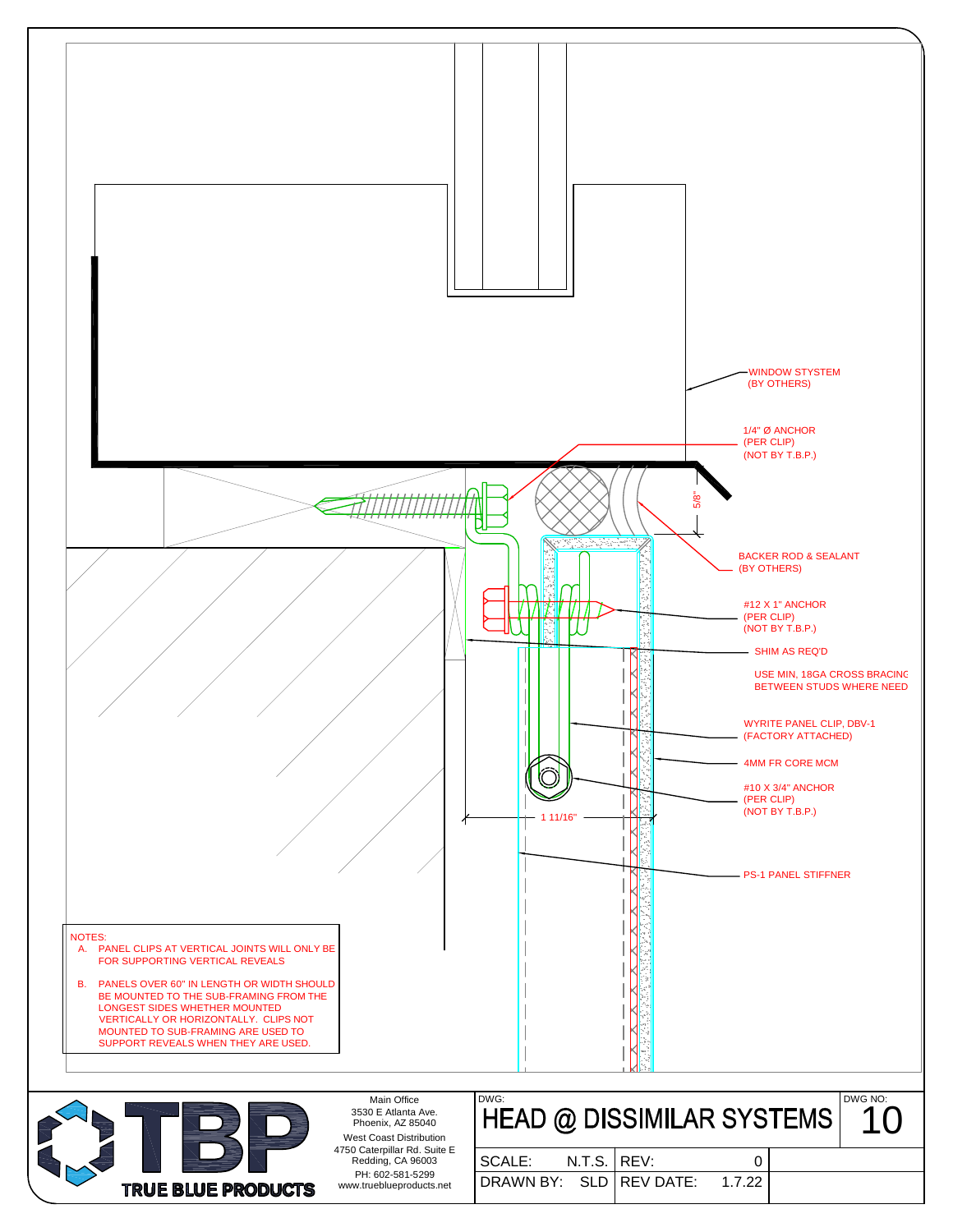WINDOW SYSTEM
(BY OTHERS)

1/4" Ø ANCHOR
(PER CLIP)
(NOT BY T.B.P.)

5/8"

BACKER ROD & SEALANT
(BY OTHERS)

#12 X 1" ANCHOR
(PER CLIP)
(NOT BY T.B.P.)

SHIM AS REQ'D

USE MIN. 18GA CROSS BRACING
BETWEEN STUDS WHERE NEED

WYRITE PANEL CLIP, DBV-1
(FACTORY ATTACHED)

4MM FR CORE MCM

#10 X 3/4" ANCHOR
(PER CLIP)
(NOT BY T.B.P.)

1 11/16"

PS-1 PANEL STIFFNER

NOTES:

A. PANEL CLIPS AT VERTICAL JOINTS WILL ONLY BE FOR SUPPORTING VERTICAL REVEALS

B. PANELS OVER 60" IN LENGTH OR WIDTH SHOULD BE MOUNTED TO THE SUB-FRAMING FROM THE LONGEST SIDES WHETHER MOUNTED VERTICALLY OR HORIZONTALLY. CLIPS NOT MOUNTED TO SUB-FRAMING ARE USED TO SUPPORT REVEALS WHEN THEY ARE USED.

TRUE BLUE PRODUCTS

Main Office
3530 E Atlanta Ave.
Phoenix, AZ 85040

West Coast Distribution
4750 Caterpillar Rd. Suite E
Redding, CA 96003

PH: 602-581-5299
www.trueblueproducts.net

| DWG: HEAD @ DISSIMILAR SYSTEMS | | | | DWG NO: 10 |
|---|---|---|---|---|
| SCALE: | N.T.S. | REV: | 0 | |
| DRAWN BY: | SLD | REV DATE: | 1.7.22 | |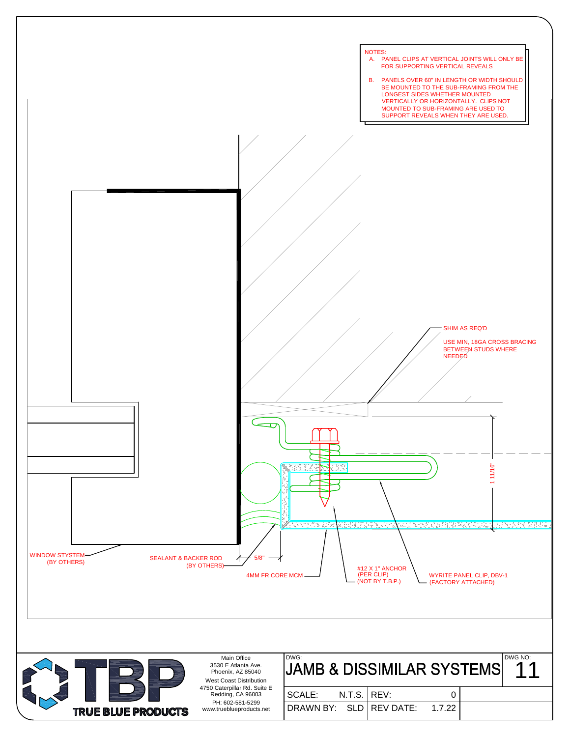NOTES:

A. PANEL CLIPS AT VERTICAL JOINTS WILL ONLY BE FOR SUPPORTING VERTICAL REVEALS

B. PANELS OVER 60" IN LENGTH OR WIDTH SHOULD BE MOUNTED TO THE SUB-FRAMING FROM THE LONGEST SIDES WHETHER MOUNTED VERTICALLY OR HORIZONTALLY. CLIPS NOT MOUNTED TO SUB-FRAMING ARE USED TO SUPPORT REVEALS WHEN THEY ARE USED.

SHIM AS REQ'D

USE MIN, 18GA CROSS BRACING BETWEEN STUDS WHERE NEEDED

1 11/16"

WINDOW STYSTEM (BY OTHERS)

SEALANT & BACKER ROD (BY OTHERS)

5/8"

4MM FR CORE MCM

#12 X 1" ANCHOR (PER CLIP) (NOT BY T.B.P.)

WYRITE PANEL CLIP, DBV-1 (FACTORY ATTACHED)

TRUE BLUE PRODUCTS

Main Office
3530 E Atlanta Ave.
Phoenix, AZ 85040

West Coast Distribution
4750 Caterpillar Rd. Suite E
Redding, CA 96003
PH: 602-581-5299
www.trueblueproducts.net

| DWG: JAMB & DISSIMILAR SYSTEMS | | | | DWG NO: 11 |
|---|---|---|---|---|
| SCALE: | N.T.S. | REV: | 0 | |
| DRAWN BY: | SLD | REV DATE: | 1.7.22 | |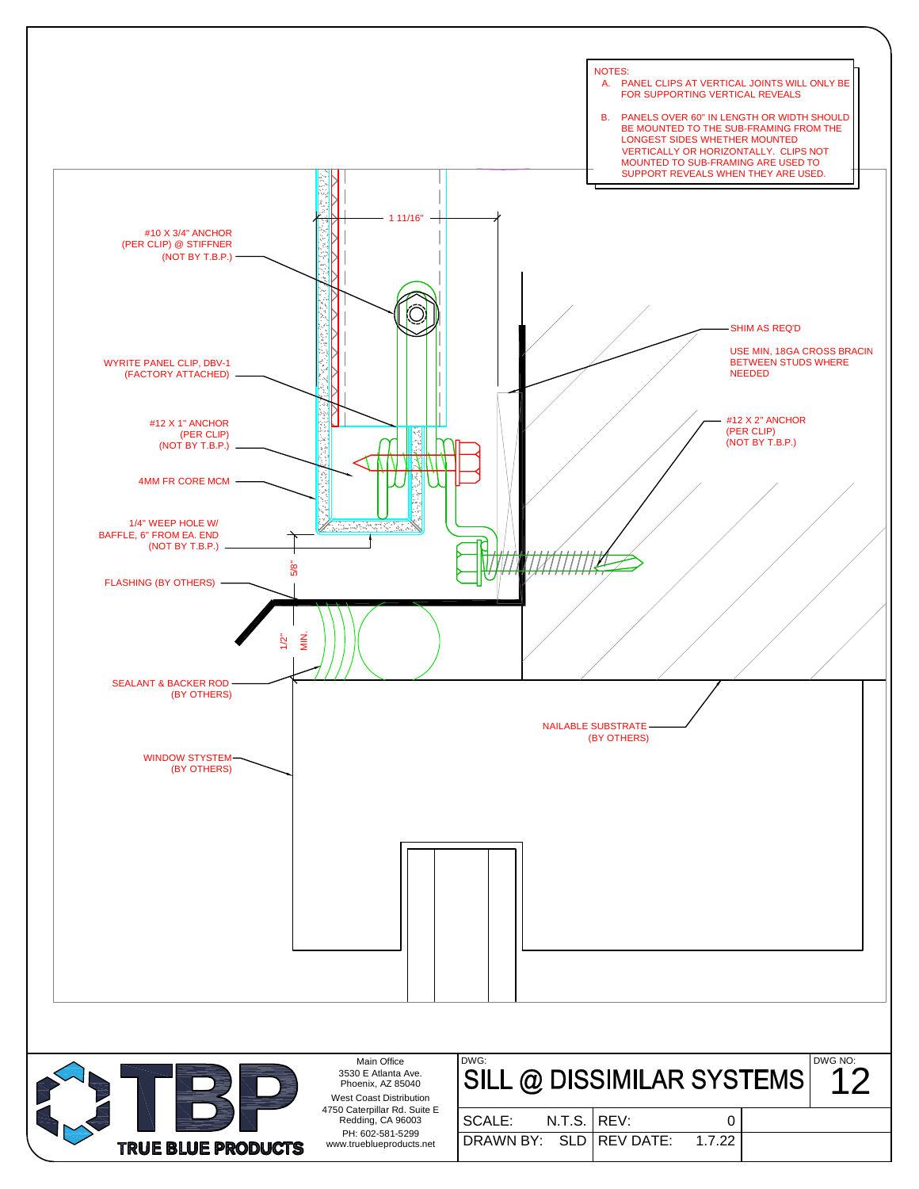NOTES:

A. PANEL CLIPS AT VERTICAL JOINTS WILL ONLY BE FOR SUPPORTING VERTICAL REVEALS

B. PANELS OVER 60" IN LENGTH OR WIDTH SHOULD BE MOUNTED TO THE SUB-FRAMING FROM THE LONGEST SIDES WHETHER MOUNTED VERTICALLY OR HORIZONTALLY. CLIPS NOT MOUNTED TO SUB-FRAMING ARE USED TO SUPPORT REVEALS WHEN THEY ARE USED.

1 11/16"

#10 X 3/4" ANCHOR (PER CLIP) @ STIFFNER (NOT BY T.B.P.)

WYRITE PANEL CLIP, DBV-1 (FACTORY ATTACHED)

#12 X 1" ANCHOR (PER CLIP) (NOT BY T.B.P.)

4MM FR CORE MCM

1/4" WEEP HOLE W/ BAFFLE, 6" FROM EA. END (NOT BY T.B.P.)

5/8"

FLASHING (BY OTHERS)

1/2" MIN.

SEALANT & BACKER ROD (BY OTHERS)

WINDOW STYSTEM (BY OTHERS)

SHIM AS REQ'D

USE MIN, 18GA CROSS BRACIN BETWEEN STUDS WHERE NEEDED

#12 X 2" ANCHOR (PER CLIP) (NOT BY T.B.P.)

NAILABLE SUBSTRATE (BY OTHERS)

TRUE BLUE PRODUCTS

Main Office
3530 E Atlanta Ave.
Phoenix, AZ 85040

West Coast Distribution
4750 Caterpillar Rd. Suite E
Redding, CA 96003

PH: 602-581-5299
www.trueblueproducts.net

| DWG: SILL @ DISSIMILAR SYSTEMS | | DWG NO: 12 |
|---|---|---|
| SCALE: N.T.S. | REV: 0 | |
| DRAWN BY: SLD | REV DATE: 1.7.22 | |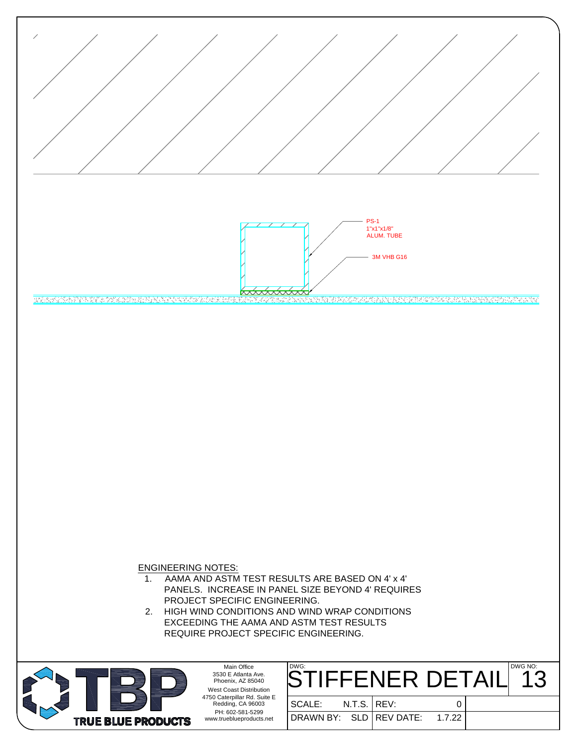PS-1
1"x1"x1/8"
ALUM. TUBE

3M VHB G16

ENGINEERING NOTES:

1. AAMA AND ASTM TEST RESULTS ARE BASED ON 4' x 4' PANELS. INCREASE IN PANEL SIZE BEYOND 4' REQUIRES PROJECT SPECIFIC ENGINEERING.
2. HIGH WIND CONDITIONS AND WIND WRAP CONDITIONS EXCEEDING THE AAMA AND ASTM TEST RESULTS REQUIRE PROJECT SPECIFIC ENGINEERING.

TRUE BLUE PRODUCTS

Main Office
3530 E Atlanta Ave.
Phoenix, AZ 85040

West Coast Distribution
4750 Caterpillar Rd. Suite E
Redding, CA 96003

PH: 602-581-5299
www.trueblueproducts.net

| | | | | |
|---|---|---|---|---|
| DWG: STIFFENER DETAIL | | | | DWG NO: 13 |
| SCALE: | N.T.S. | REV: | 0 | |
| DRAWN BY: | SLD | REV DATE: | 1.7.22 | |